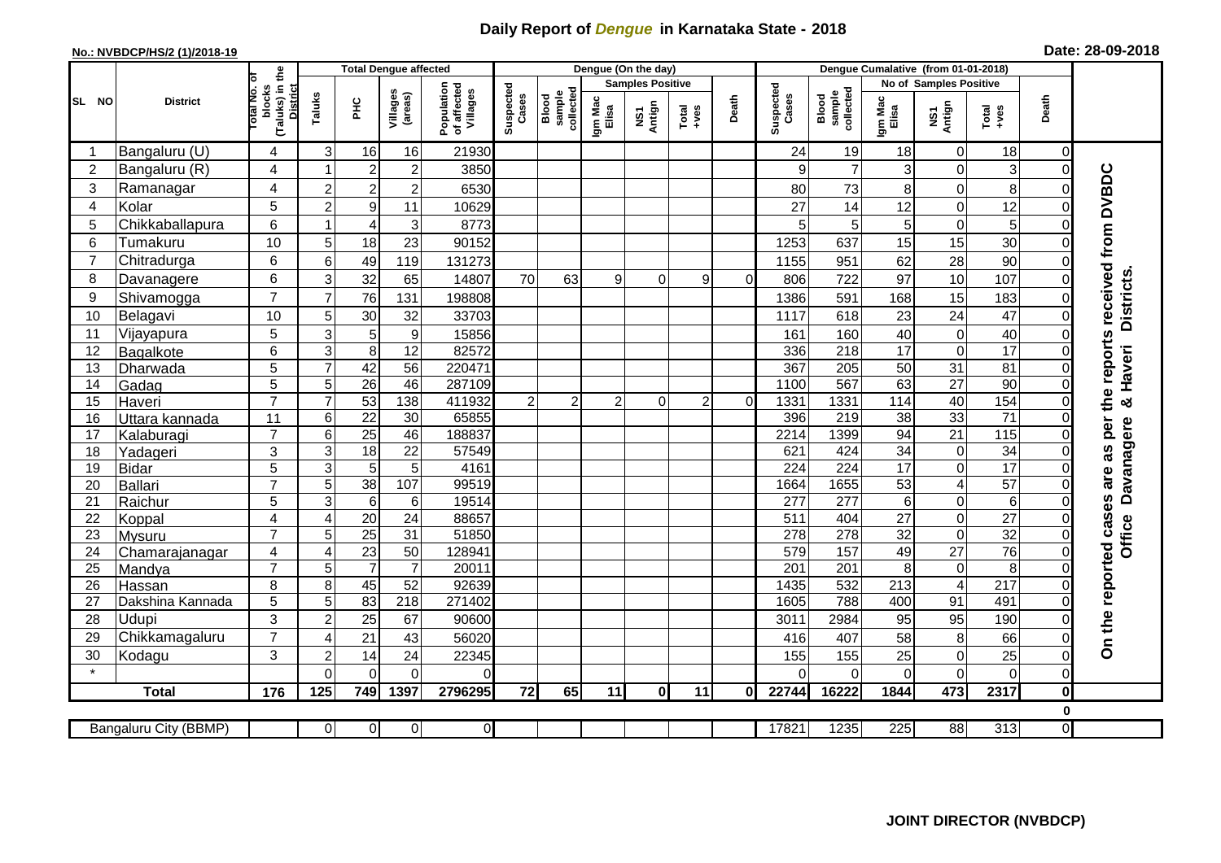# Daily Report of *Dengue* in Karnataka State - 2018

**No.: NVBDCP/HS/2 (1)/2018-19**

**Date: 28-09-2018**

| SL NO | District | Total No. of blocks (Taluks) in the District | Total Dengue affected | | | | Dengue (On the day) | | | | | | | Dengue Cumalative (from 01-01-2018) | | | | | | | |
|---|---|---|---|---|---|---|---|---|---|---|---|---|---|---|---|---|---|---|---|---|
| | | | Taluks | PHC | Villages (areas) | Population of affected Villages | Suspected Cases | Blood sample collected | Samples Positive | | | Death | Suspected Cases | Blood sample collected | No of Samples Positive | | | Death | |
| | | | | | | | | | Igm Mac Elisa | NS1 Antign | Total +ves | | | | Igm Mac Elisa | NS1 Antign | Total +ves | | |
| 1 | Bangaluru (U) | 4 | 3 | 16 | 16 | 21930 | | | | | | | 24 | 19 | 18 | 0 | 18 | 0 | On the reported cases are as per the reports received from DVBDC Office Davanagere & Haveri Districts. |
| 2 | Bangaluru (R) | 4 | 1 | 2 | 2 | 3850 | | | | | | | 9 | 7 | 3 | 0 | 3 | 0 | |
| 3 | Ramanagar | 4 | 2 | 2 | 2 | 6530 | | | | | | | 80 | 73 | 8 | 0 | 8 | 0 | |
| 4 | Kolar | 5 | 2 | 9 | 11 | 10629 | | | | | | | 27 | 14 | 12 | 0 | 12 | 0 | |
| 5 | Chikkaballapura | 6 | 1 | 4 | 3 | 8773 | | | | | | | 5 | 5 | 5 | 0 | 5 | 0 | |
| 6 | Tumakuru | 10 | 5 | 18 | 23 | 90152 | | | | | | | 1253 | 637 | 15 | 15 | 30 | 0 | |
| 7 | Chitradurga | 6 | 6 | 49 | 119 | 131273 | | | | | | | 1155 | 951 | 62 | 28 | 90 | 0 | |
| 8 | Davanagere | 6 | 3 | 32 | 65 | 14807 | 70 | 63 | 9 | 0 | 9 | 0 | 806 | 722 | 97 | 10 | 107 | 0 | |
| 9 | Shivamogga | 7 | 7 | 76 | 131 | 198808 | | | | | | | 1386 | 591 | 168 | 15 | 183 | 0 | |
| 10 | Belagavi | 10 | 5 | 30 | 32 | 33703 | | | | | | | 1117 | 618 | 23 | 24 | 47 | 0 | |
| 11 | Vijayapura | 5 | 3 | 5 | 9 | 15856 | | | | | | | 161 | 160 | 40 | 0 | 40 | 0 | |
| 12 | Bagalkote | 6 | 3 | 8 | 12 | 82572 | | | | | | | 336 | 218 | 17 | 0 | 17 | 0 | |
| 13 | Dharwada | 5 | 7 | 42 | 56 | 220471 | | | | | | | 367 | 205 | 50 | 31 | 81 | 0 | |
| 14 | Gadag | 5 | 5 | 26 | 46 | 287109 | | | | | | | 1100 | 567 | 63 | 27 | 90 | 0 | |
| 15 | Haveri | 7 | 7 | 53 | 138 | 411932 | 2 | 2 | 2 | 0 | 2 | 0 | 1331 | 1331 | 114 | 40 | 154 | 0 | |
| 16 | Uttara kannada | 11 | 6 | 22 | 30 | 65855 | | | | | | | 396 | 219 | 38 | 33 | 71 | 0 | |
| 17 | Kalaburagi | 7 | 6 | 25 | 46 | 188837 | | | | | | | 2214 | 1399 | 94 | 21 | 115 | 0 | |
| 18 | Yadageri | 3 | 3 | 18 | 22 | 57549 | | | | | | | 621 | 424 | 34 | 0 | 34 | 0 | |
| 19 | Bidar | 5 | 3 | 5 | 5 | 4161 | | | | | | | 224 | 224 | 17 | 0 | 17 | 0 | |
| 20 | Ballari | 7 | 5 | 38 | 107 | 99519 | | | | | | | 1664 | 1655 | 53 | 4 | 57 | 0 | |
| 21 | Raichur | 5 | 3 | 6 | 6 | 19514 | | | | | | | 277 | 277 | 6 | 0 | 6 | 0 | |
| 22 | Koppal | 4 | 4 | 20 | 24 | 88657 | | | | | | | 511 | 404 | 27 | 0 | 27 | 0 | |
| 23 | Mysuru | 7 | 5 | 25 | 31 | 51850 | | | | | | | 278 | 278 | 32 | 0 | 32 | 0 | |
| 24 | Chamarajanagar | 4 | 4 | 23 | 50 | 128941 | | | | | | | 579 | 157 | 49 | 27 | 76 | 0 | |
| 25 | Mandya | 7 | 5 | 7 | 7 | 20011 | | | | | | | 201 | 201 | 8 | 0 | 8 | 0 | |
| 26 | Hassan | 8 | 8 | 45 | 52 | 92639 | | | | | | | 1435 | 532 | 213 | 4 | 217 | 0 | |
| 27 | Dakshina Kannada | 5 | 5 | 83 | 218 | 271402 | | | | | | | 1605 | 788 | 400 | 91 | 491 | 0 | |
| 28 | Udupi | 3 | 2 | 25 | 67 | 90600 | | | | | | | 3011 | 2984 | 95 | 95 | 190 | 0 | |
| 29 | Chikkamagaluru | 7 | 4 | 21 | 43 | 56020 | | | | | | | 416 | 407 | 58 | 8 | 66 | 0 | |
| 30 | Kodagu | 3 | 2 | 14 | 24 | 22345 | | | | | | | 155 | 155 | 25 | 0 | 25 | 0 | |
| * | | | 0 | 0 | 0 | 0 | | | | | | | 0 | 0 | 0 | 0 | 0 | 0 | |
| **Total** | | **176** | **125** | **749** | **1397** | **2796295** | **72** | **65** | **11** | **0** | **11** | **0** | **22744** | **16222** | **1844** | **473** | **2317** | **0** | |
| | | | | | | | | | | | | | | | | | | 0 | |
| Bangaluru City (BBMP) | | | 0 | 0 | 0 | 0 | | | | | | | 17821 | 1235 | 225 | 88 | 313 | 0 | |

**JOINT DIRECTOR (NVBDCP)**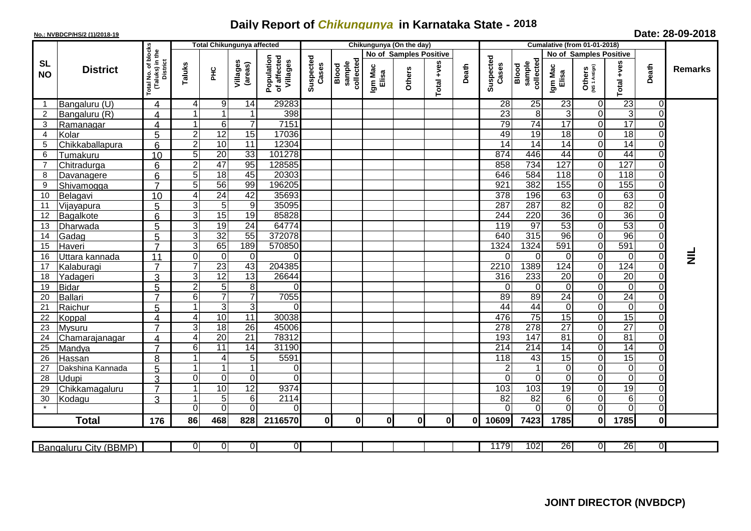# Daily Report of *Chikungunya* in Karnataka State - 2018

**No.: NVBDCP/HS/2 (1)/2018-19**

**Date: 28-09-2018**

| SL NO | District | Total No. of blocks (Taluks) in the District | Total Chikungunya affected | | | | Chikungunya (On the day) | | | | | | | Cumalative (from 01-01-2018) | | | | | | Remarks |
|---|---|---|---|---|---|---|---|---|---|---|---|---|---|---|---|---|---|---|---|---|
| | | | Taluks | PHC | Villages (areas) | Population of affected Villages | Suspected Cases | Blood sample collected | No of Samples Positive | | | Death | Suspected Cases | Blood sample collected | No of Samples Positive | | | Death | |
| | | | | | | | | | Igm Mac Elisa | Others | Total +ves | | | | Igm Mac Elisa | Others (NS 1 Antign) | Total +ves | | |
| 1 | Bangaluru (U) | 4 | 4 | 9 | 14 | 29283 | | | | | | | 28 | 25 | 23 | 0 | 23 | 0 | NIL |
| 2 | Bangaluru (R) | 4 | 1 | 1 | 1 | 398 | | | | | | | 23 | 8 | 3 | 0 | 3 | 0 | |
| 3 | Ramanagar | 4 | 1 | 6 | 7 | 7151 | | | | | | | 79 | 74 | 17 | 0 | 17 | 0 | |
| 4 | Kolar | 5 | 2 | 12 | 15 | 17036 | | | | | | | 49 | 19 | 18 | 0 | 18 | 0 | |
| 5 | Chikkaballapura | 6 | 2 | 10 | 11 | 12304 | | | | | | | 14 | 14 | 14 | 0 | 14 | 0 | |
| 6 | Tumakuru | 10 | 5 | 20 | 33 | 101278 | | | | | | | 874 | 446 | 44 | 0 | 44 | 0 | |
| 7 | Chitradurga | 6 | 2 | 47 | 95 | 128585 | | | | | | | 858 | 734 | 127 | 0 | 127 | 0 | |
| 8 | Davanagere | 6 | 5 | 18 | 45 | 20303 | | | | | | | 646 | 584 | 118 | 0 | 118 | 0 | |
| 9 | Shivamogga | 7 | 5 | 56 | 99 | 196205 | | | | | | | 921 | 382 | 155 | 0 | 155 | 0 | |
| 10 | Belagavi | 10 | 4 | 24 | 42 | 35693 | | | | | | | 378 | 196 | 63 | 0 | 63 | 0 | |
| 11 | Vijayapura | 5 | 3 | 5 | 9 | 35095 | | | | | | | 287 | 287 | 82 | 0 | 82 | 0 | |
| 12 | Bagalkote | 6 | 3 | 15 | 19 | 85828 | | | | | | | 244 | 220 | 36 | 0 | 36 | 0 | |
| 13 | Dharwada | 5 | 3 | 19 | 24 | 64774 | | | | | | | 119 | 97 | 53 | 0 | 53 | 0 | |
| 14 | Gadag | 5 | 3 | 32 | 55 | 372078 | | | | | | | 640 | 315 | 96 | 0 | 96 | 0 | |
| 15 | Haveri | 7 | 3 | 65 | 189 | 570850 | | | | | | | 1324 | 1324 | 591 | 0 | 591 | 0 | |
| 16 | Uttara kannada | 11 | 0 | 0 | 0 | 0 | | | | | | | 0 | 0 | 0 | 0 | 0 | 0 | |
| 17 | Kalaburagi | 7 | 7 | 23 | 43 | 204385 | | | | | | | 2210 | 1389 | 124 | 0 | 124 | 0 | |
| 18 | Yadageri | 3 | 3 | 12 | 13 | 26644 | | | | | | | 316 | 233 | 20 | 0 | 20 | 0 | |
| 19 | Bidar | 5 | 2 | 5 | 8 | 0 | | | | | | | 0 | 0 | 0 | 0 | 0 | 0 | |
| 20 | Ballari | 7 | 6 | 7 | 7 | 7055 | | | | | | | 89 | 89 | 24 | 0 | 24 | 0 | |
| 21 | Raichur | 5 | 1 | 3 | 3 | 0 | | | | | | | 44 | 44 | 0 | 0 | 0 | 0 | |
| 22 | Koppal | 4 | 4 | 10 | 11 | 30038 | | | | | | | 476 | 75 | 15 | 0 | 15 | 0 | |
| 23 | Mysuru | 7 | 3 | 18 | 26 | 45006 | | | | | | | 278 | 278 | 27 | 0 | 27 | 0 | |
| 24 | Chamarajanagar | 4 | 4 | 20 | 21 | 78312 | | | | | | | 193 | 147 | 81 | 0 | 81 | 0 | |
| 25 | Mandya | 7 | 6 | 11 | 14 | 31190 | | | | | | | 214 | 214 | 14 | 0 | 14 | 0 | |
| 26 | Hassan | 8 | 1 | 4 | 5 | 5591 | | | | | | | 118 | 43 | 15 | 0 | 15 | 0 | |
| 27 | Dakshina Kannada | 5 | 1 | 1 | 1 | 0 | | | | | | | 2 | 1 | 0 | 0 | 0 | 0 | |
| 28 | Udupi | 3 | 0 | 0 | 0 | 0 | | | | | | | 0 | 0 | 0 | 0 | 0 | 0 | |
| 29 | Chikkamagaluru | 7 | 1 | 10 | 12 | 9374 | | | | | | | 103 | 103 | 19 | 0 | 19 | 0 | |
| 30 | Kodagu | 3 | 1 | 5 | 6 | 2114 | | | | | | | 82 | 82 | 6 | 0 | 6 | 0 | |
| * | | | 0 | 0 | 0 | 0 | | | | | | | 0 | 0 | 0 | 0 | 0 | 0 | |
| **Total** | | **176** | **86** | **468** | **828** | **2116570** | **0** | **0** | **0** | **0** | **0** | **0** | **10609** | **7423** | **1785** | **0** | **1785** | **0** | |

| | | | | | | | | | | | | | | | | | | |
|---|---|---|---|---|---|---|---|---|---|---|---|---|---|---|---|---|---|---|
| Bangaluru City (BBMP) | | 0 | 0 | 0 | 0 | | | | | | | 1179 | 102 | 26 | 0 | 26 | 0 | |

**JOINT DIRECTOR (NVBDCP)**